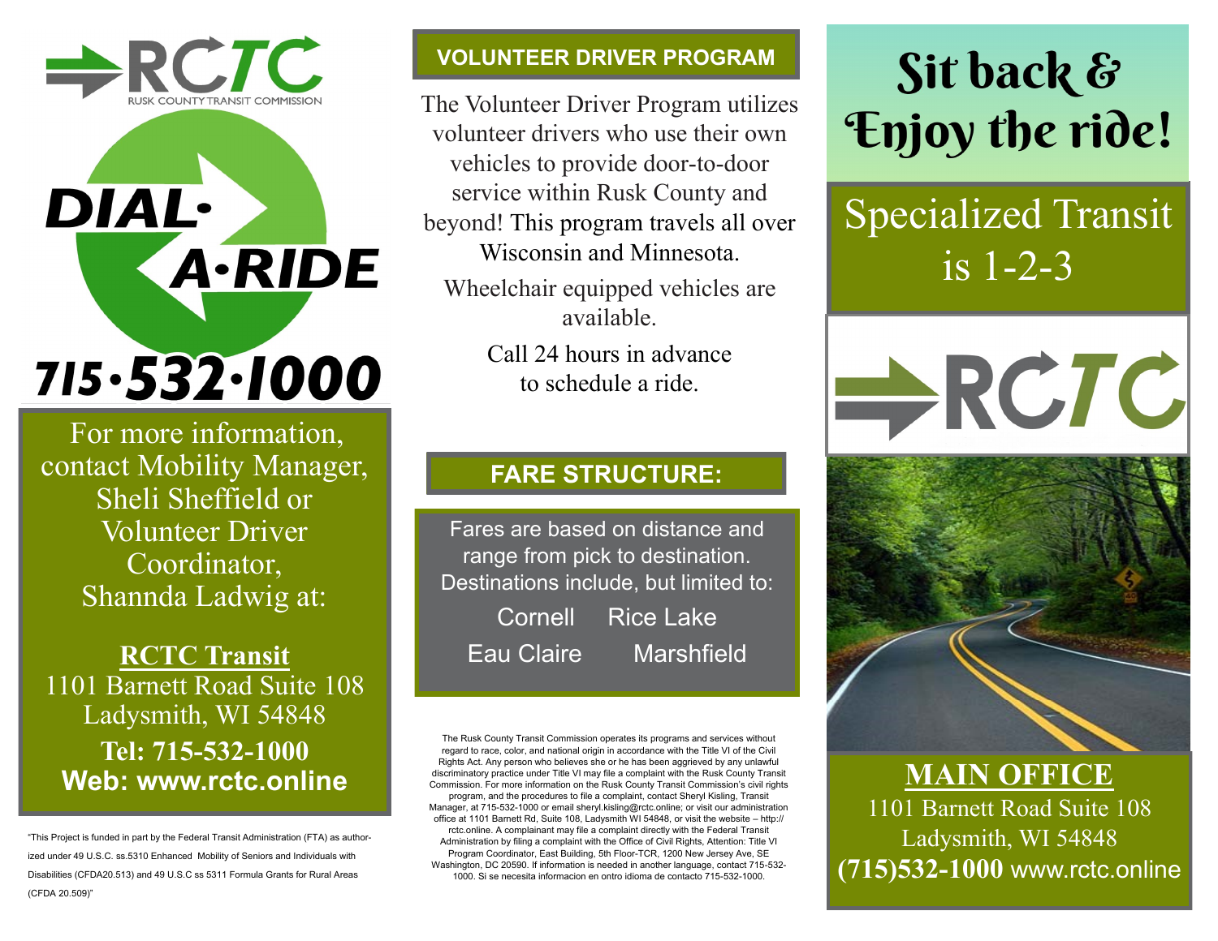RCTC
RUSK COUNTY TRANSIT COMMISSION

# DIAL·A·RIDE

# 715·532·1000

For more information, contact Mobility Manager, Sheli Sheffield or Volunteer Driver Coordinator, Shannda Ladwig at:

**RCTC Transit**
1101 Barnett Road Suite 108
Ladysmith, WI 54848
**Tel: 715-532-1000**
**Web: www.rctc.online**

"This Project is funded in part by the Federal Transit Administration (FTA) as authorized under 49 U.S.C. ss.5310 Enhanced Mobility of Seniors and Individuals with Disabilities (CFDA20.513) and 49 U.S.C ss 5311 Formula Grants for Rural Areas (CFDA 20.509)"

## VOLUNTEER DRIVER PROGRAM

The Volunteer Driver Program utilizes volunteer drivers who use their own vehicles to provide door-to-door service within Rusk County and beyond! This program travels all over Wisconsin and Minnesota.

Wheelchair equipped vehicles are available.

Call 24 hours in advance to schedule a ride.

## FARE STRUCTURE:

Fares are based on distance and range from pick to destination. Destinations include, but limited to:

Cornell   Rice Lake
Eau Claire   Marshfield

The Rusk County Transit Commission operates its programs and services without regard to race, color, and national origin in accordance with the Title VI of the Civil Rights Act. Any person who believes she or he has been aggrieved by any unlawful discriminatory practice under Title VI may file a complaint with the Rusk County Transit Commission. For more information on the Rusk County Transit Commission's civil rights program, and the procedures to file a complaint, contact Sheryl Kisling, Transit Manager, at 715-532-1000 or email sheryl.kisling@rctc.online; or visit our administration office at 1101 Barnett Rd, Suite 108, Ladysmith WI 54848, or visit the website – http://rctc.online. A complainant may file a complaint directly with the Federal Transit Administration by filing a complaint with the Office of Civil Rights, Attention: Title VI Program Coordinator, East Building, 5th Floor-TCR, 1200 New Jersey Ave, SE Washington, DC 20590. If information is needed in another language, contact 715-532-1000. Si se necesita informacion en ontro idioma de contacto 715-532-1000.

# Sit back & Enjoy the ride!

## Specialized Transit is 1-2-3

RCTC

## MAIN OFFICE

1101 Barnett Road Suite 108
Ladysmith, WI 54848
**(715)532-1000** www.rctc.online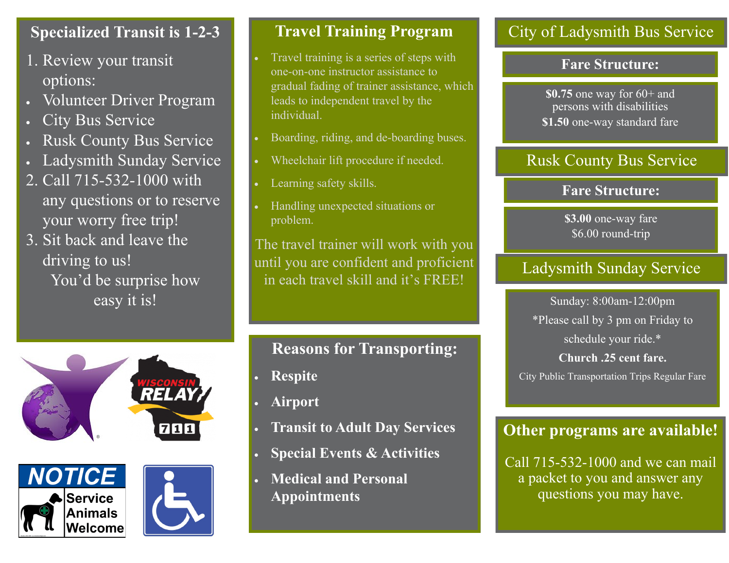## Specialized Transit is 1-2-3

1. Review your transit options:
   - Volunteer Driver Program
   - City Bus Service
   - Rusk County Bus Service
   - Ladysmith Sunday Service
2. Call 715-532-1000 with any questions or to reserve your worry free trip!
3. Sit back and leave the driving to us!

You'd be surprise how easy it is!

## Travel Training Program

- Travel training is a series of steps with one-on-one instructor assistance to gradual fading of trainer assistance, which leads to independent travel by the individual.
- Boarding, riding, and de-boarding buses.
- Wheelchair lift procedure if needed.
- Learning safety skills.
- Handling unexpected situations or problem.

The travel trainer will work with you until you are confident and proficient in each travel skill and it's FREE!

## Reasons for Transporting:

- **Respite**
- **Airport**
- **Transit to Adult Day Services**
- **Special Events & Activities**
- **Medical and Personal Appointments**

## City of Ladysmith Bus Service

### Fare Structure:

**$0.75** one way for 60+ and persons with disabilities

**$1.50** one-way standard fare

## Rusk County Bus Service

### Fare Structure:

**$3.00** one-way fare

$6.00 round-trip

## Ladysmith Sunday Service

Sunday: 8:00am-12:00pm

*Please call by 3 pm on Friday to schedule your ride.*

**Church .25 cent fare.**

City Public Transportation Trips Regular Fare

## Other programs are available!

Call 715-532-1000 and we can mail a packet to you and answer any questions you may have.

WISCONSIN RELAY 711

NOTICE Service Animals Welcome